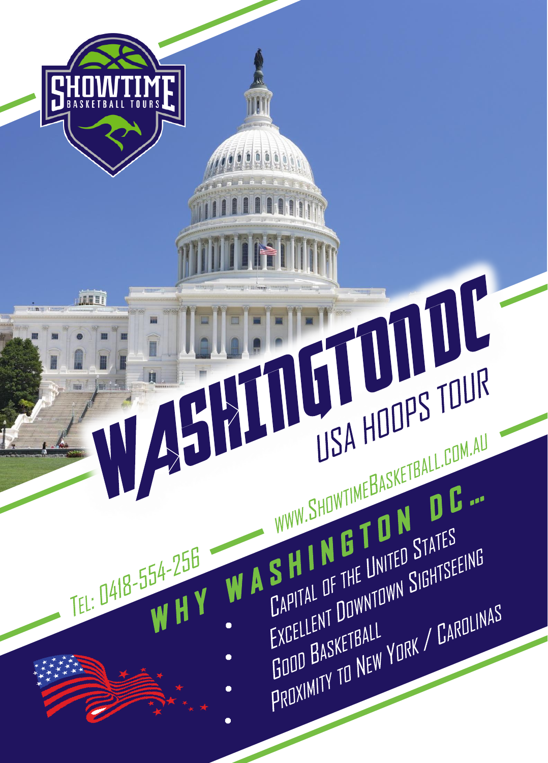SHOWTIME BASKETBALL TOURS

# WASHINGTON DC

## USA HOOPS TOUR

WWW.SHOWTIMEBASKETBALL.COM.AU

TEL: 0418-554-256

## WHY WASHINGTON DC...

- Capital of the United States
- Excellent Downtown Sightseeing
- Good Basketball
- Proximity to New York / Carolinas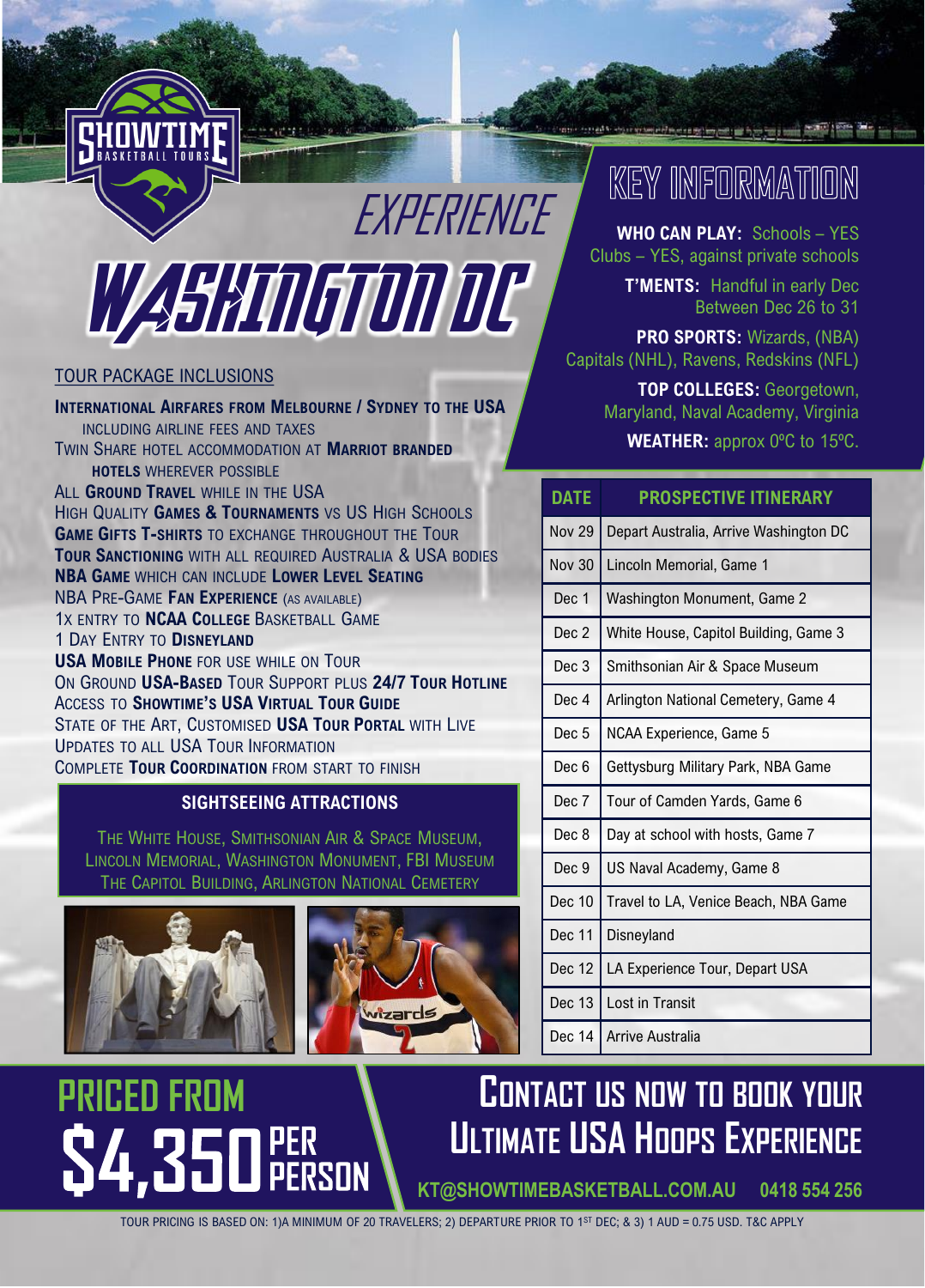# EXPERIENCE WASHINGTON DC

## KEY INFORMATION

**WHO CAN PLAY:** Schools – YES
Clubs – YES, against private schools

**T'MENTS:** Handful in early Dec
Between Dec 26 to 31

**PRO SPORTS:** Wizards, (NBA)
Capitals (NHL), Ravens, Redskins (NFL)

**TOP COLLEGES:** Georgetown, Maryland, Naval Academy, Virginia

**WEATHER:** approx 0ºC to 15ºC.

## TOUR PACKAGE INCLUSIONS

- **International Airfares from Melbourne / Sydney to the USA** including airline fees and taxes
- Twin Share Hotel Accommodation at **Marriot branded hotels** wherever possible
- All **Ground Travel** while in the USA
- High Quality **Games & Tournaments** vs US High Schools
- **Game Gifts T-Shirts** to exchange throughout the Tour
- **Tour Sanctioning** with all required Australia & USA bodies
- **NBA Game** which can include **Lower Level Seating**
- NBA Pre-Game **Fan Experience** (as available)
- 1x entry to **NCAA College** Basketball Game
- 1 Day Entry to **Disneyland**
- **USA Mobile Phone** for use while on Tour
- On Ground **USA-Based** Tour Support plus **24/7 Tour Hotline**
- Access to **Showtime's USA Virtual Tour Guide**
- State of the Art, Customised **USA Tour Portal** with Live Updates to all USA Tour Information
- Complete **Tour Coordination** from start to finish

### SIGHTSEEING ATTRACTIONS

The White House, Smithsonian Air & Space Museum, Lincoln Memorial, Washington Monument, FBI Museum
The Capitol Building, Arlington National Cemetery

| DATE | PROSPECTIVE ITINERARY |
|---|---|
| Nov 29 | Depart Australia, Arrive Washington DC |
| Nov 30 | Lincoln Memorial, Game 1 |
| Dec 1 | Washington Monument, Game 2 |
| Dec 2 | White House, Capitol Building, Game 3 |
| Dec 3 | Smithsonian Air & Space Museum |
| Dec 4 | Arlington National Cemetery, Game 4 |
| Dec 5 | NCAA Experience, Game 5 |
| Dec 6 | Gettysburg Military Park, NBA Game |
| Dec 7 | Tour of Camden Yards, Game 6 |
| Dec 8 | Day at school with hosts, Game 7 |
| Dec 9 | US Naval Academy, Game 8 |
| Dec 10 | Travel to LA, Venice Beach, NBA Game |
| Dec 11 | Disneyland |
| Dec 12 | LA Experience Tour, Depart USA |
| Dec 13 | Lost in Transit |
| Dec 14 | Arrive Australia |

## PRICED FROM $4,350 PER PERSON

## CONTACT US NOW TO BOOK YOUR ULTIMATE USA HOOPS EXPERIENCE

KT@SHOWTIMEBASKETBALL.COM.AU 0418 554 256

TOUR PRICING IS BASED ON: 1)A MINIMUM OF 20 TRAVELERS; 2) DEPARTURE PRIOR TO 1ST DEC; & 3) 1 AUD = 0.75 USD. T&C APPLY